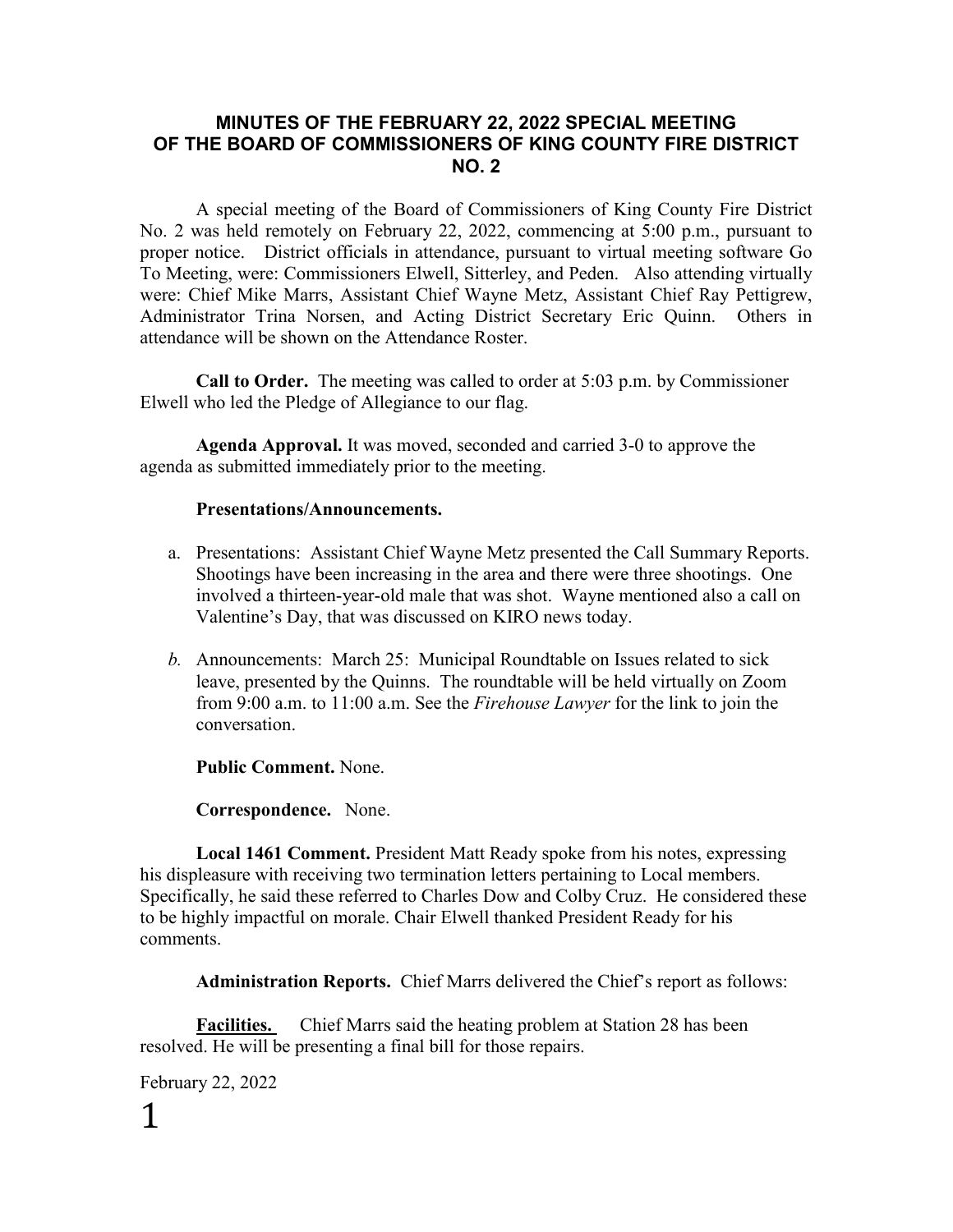# MINUTES OF THE FEBRUARY 22, 2022 SPECIAL MEETING OF THE BOARD OF COMMISSIONERS OF KING COUNTY FIRE DISTRICT NO. 2

A special meeting of the Board of Commissioners of King County Fire District No. 2 was held remotely on February 22, 2022, commencing at 5:00 p.m., pursuant to proper notice. District officials in attendance, pursuant to virtual meeting software Go To Meeting, were: Commissioners Elwell, Sitterley, and Peden. Also attending virtually were: Chief Mike Marrs, Assistant Chief Wayne Metz, Assistant Chief Ray Pettigrew, Administrator Trina Norsen, and Acting District Secretary Eric Quinn. Others in attendance will be shown on the Attendance Roster.

**Call to Order.** The meeting was called to order at 5:03 p.m. by Commissioner Elwell who led the Pledge of Allegiance to our flag.

**Agenda Approval.** It was moved, seconded and carried 3-0 to approve the agenda as submitted immediately prior to the meeting.

**Presentations/Announcements.**

a. Presentations: Assistant Chief Wayne Metz presented the Call Summary Reports. Shootings have been increasing in the area and there were three shootings. One involved a thirteen-year-old male that was shot. Wayne mentioned also a call on Valentine's Day, that was discussed on KIRO news today.

*b.* Announcements: March 25: Municipal Roundtable on Issues related to sick leave, presented by the Quinns. The roundtable will be held virtually on Zoom from 9:00 a.m. to 11:00 a.m. See the *Firehouse Lawyer* for the link to join the conversation.

**Public Comment.** None.

**Correspondence.** None.

**Local 1461 Comment.** President Matt Ready spoke from his notes, expressing his displeasure with receiving two termination letters pertaining to Local members. Specifically, he said these referred to Charles Dow and Colby Cruz. He considered these to be highly impactful on morale. Chair Elwell thanked President Ready for his comments.

**Administration Reports.** Chief Marrs delivered the Chief's report as follows:

**Facilities.** Chief Marrs said the heating problem at Station 28 has been resolved. He will be presenting a final bill for those repairs.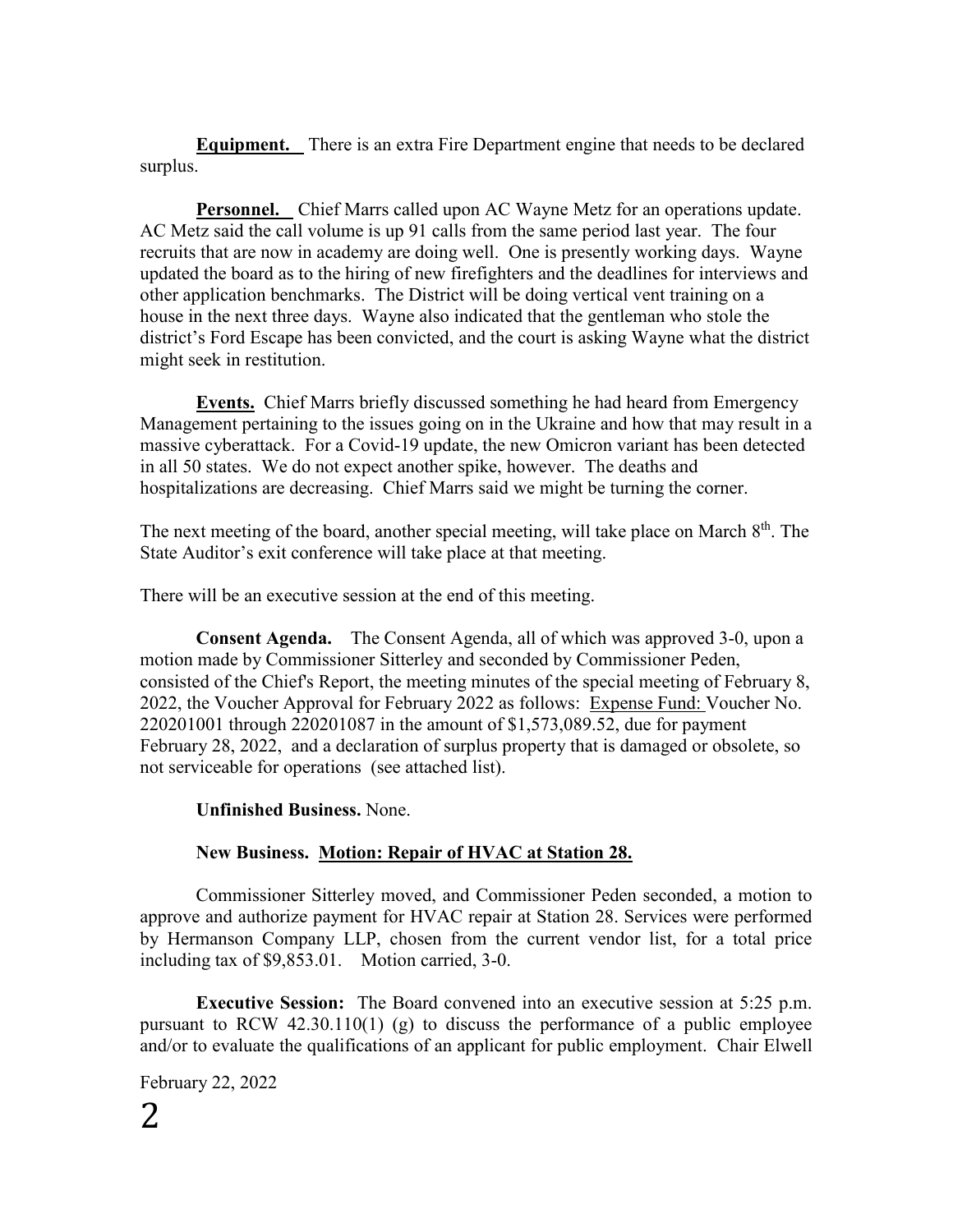**Equipment.** There is an extra Fire Department engine that needs to be declared surplus.

**Personnel.** Chief Marrs called upon AC Wayne Metz for an operations update. AC Metz said the call volume is up 91 calls from the same period last year. The four recruits that are now in academy are doing well. One is presently working days. Wayne updated the board as to the hiring of new firefighters and the deadlines for interviews and other application benchmarks. The District will be doing vertical vent training on a house in the next three days. Wayne also indicated that the gentleman who stole the district's Ford Escape has been convicted, and the court is asking Wayne what the district might seek in restitution.

**Events.** Chief Marrs briefly discussed something he had heard from Emergency Management pertaining to the issues going on in the Ukraine and how that may result in a massive cyberattack. For a Covid-19 update, the new Omicron variant has been detected in all 50 states. We do not expect another spike, however. The deaths and hospitalizations are decreasing. Chief Marrs said we might be turning the corner.

The next meeting of the board, another special meeting, will take place on March 8th. The State Auditor's exit conference will take place at that meeting.

There will be an executive session at the end of this meeting.

**Consent Agenda.** The Consent Agenda, all of which was approved 3-0, upon a motion made by Commissioner Sitterley and seconded by Commissioner Peden, consisted of the Chief's Report, the meeting minutes of the special meeting of February 8, 2022, the Voucher Approval for February 2022 as follows: Expense Fund: Voucher No. 220201001 through 220201087 in the amount of $1,573,089.52, due for payment February 28, 2022, and a declaration of surplus property that is damaged or obsolete, so not serviceable for operations (see attached list).

**Unfinished Business.** None.

**New Business. Motion: Repair of HVAC at Station 28.**

Commissioner Sitterley moved, and Commissioner Peden seconded, a motion to approve and authorize payment for HVAC repair at Station 28. Services were performed by Hermanson Company LLP, chosen from the current vendor list, for a total price including tax of $9,853.01. Motion carried, 3-0.

**Executive Session:** The Board convened into an executive session at 5:25 p.m. pursuant to RCW 42.30.110(1) (g) to discuss the performance of a public employee and/or to evaluate the qualifications of an applicant for public employment. Chair Elwell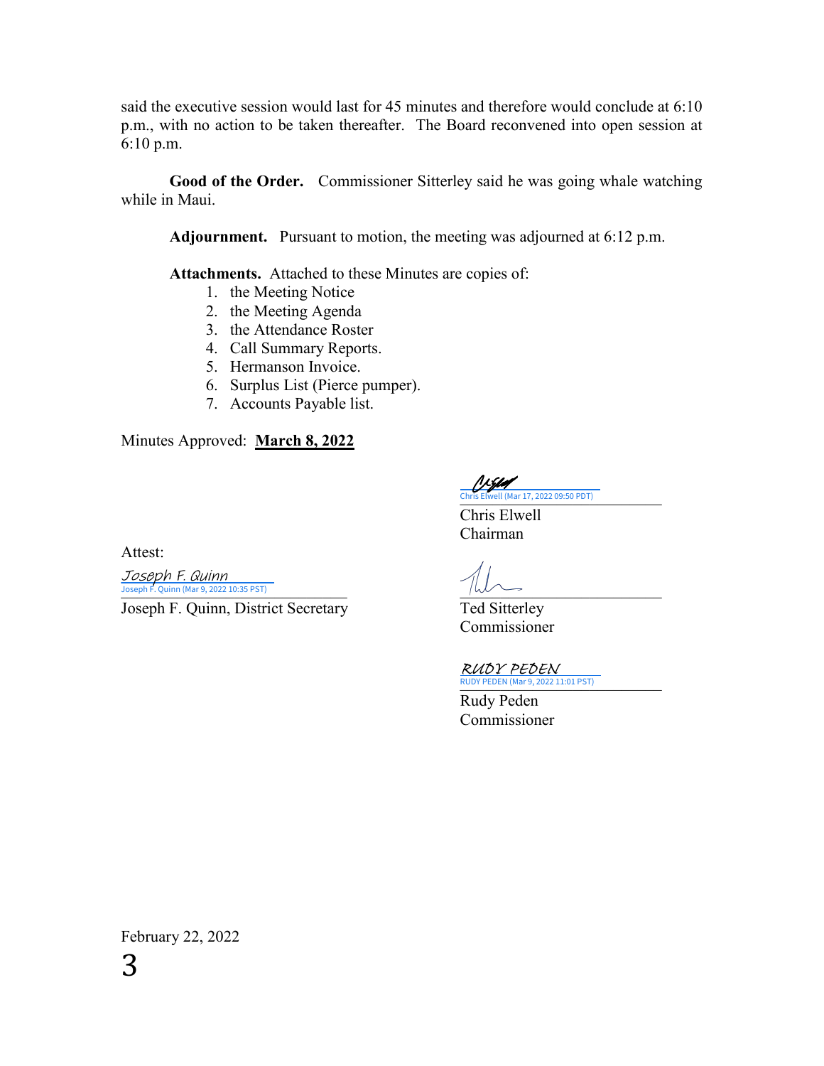said the executive session would last for 45 minutes and therefore would conclude at 6:10 p.m., with no action to be taken thereafter. The Board reconvened into open session at 6:10 p.m.

**Good of the Order.** Commissioner Sitterley said he was going whale watching while in Maui.

**Adjournment.** Pursuant to motion, the meeting was adjourned at 6:12 p.m.

**Attachments.** Attached to these Minutes are copies of:

1. the Meeting Notice
2. the Meeting Agenda
3. the Attendance Roster
4. Call Summary Reports.
5. Hermanson Invoice.
6. Surplus List (Pierce pumper).
7. Accounts Payable list.

Minutes Approved: **March 8, 2022**

Chris Elwell (Mar 17, 2022 09:50 PDT)
Chris Elwell
Chairman

Attest:

Joseph F. Quinn
Joseph F. Quinn (Mar 9, 2022 10:35 PST)
Joseph F. Quinn, District Secretary

Ted Sitterley
Commissioner

RUDY PEDEN
RUDY PEDEN (Mar 9, 2022 11:01 PST)
Rudy Peden
Commissioner

February 22, 2022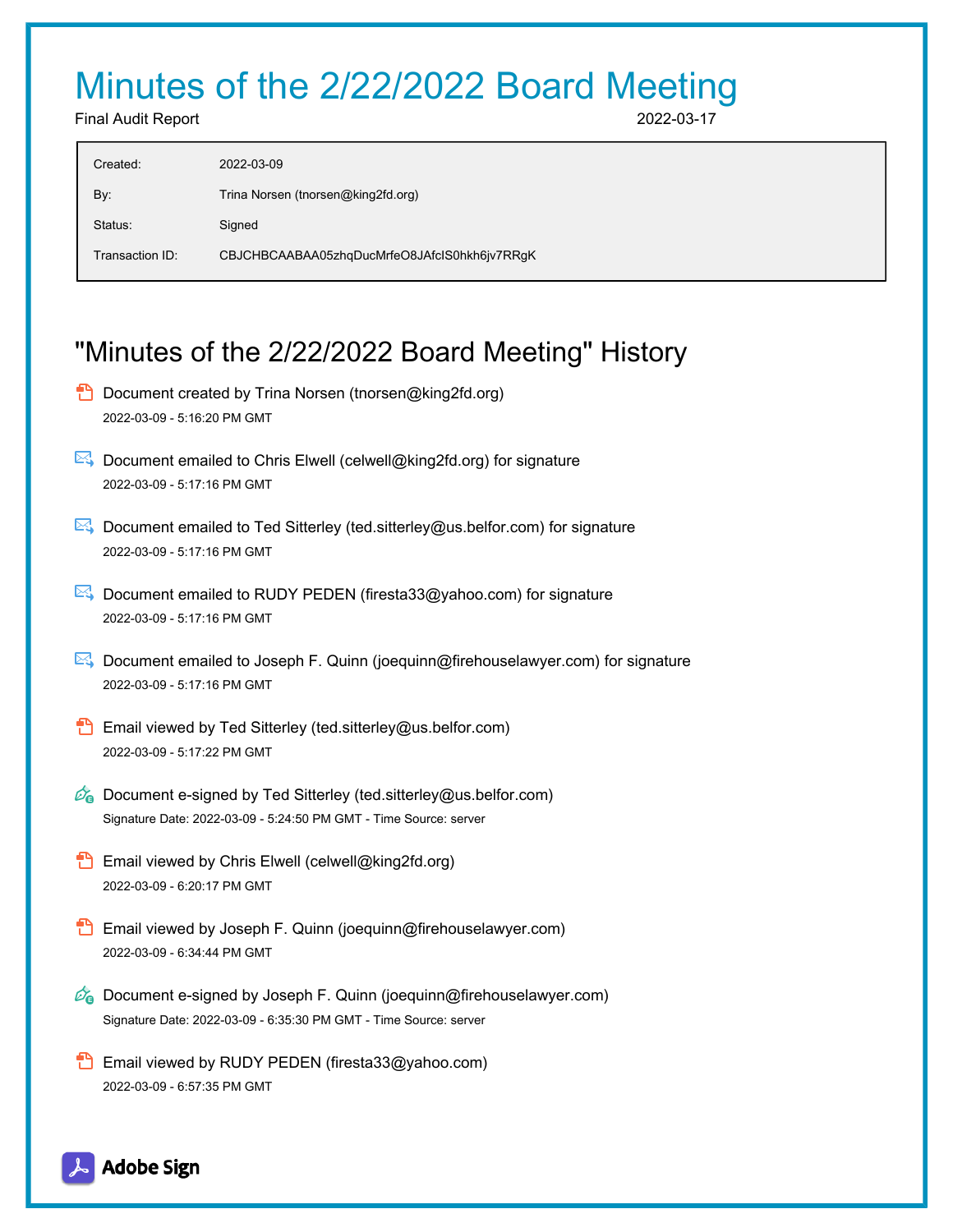# Minutes of the 2/22/2022 Board Meeting

Final Audit Report 2022-03-17

| | |
|---|---|
| Created: | 2022-03-09 |
| By: | Trina Norsen (tnorsen@king2fd.org) |
| Status: | Signed |
| Transaction ID: | CBJCHBCAABAA05zhqDucMrfeO8JAfclS0hkh6jv7RRgK |

## "Minutes of the 2/22/2022 Board Meeting" History

- Document created by Trina Norsen (tnorsen@king2fd.org)
  2022-03-09 - 5:16:20 PM GMT

- Document emailed to Chris Elwell (celwell@king2fd.org) for signature
  2022-03-09 - 5:17:16 PM GMT

- Document emailed to Ted Sitterley (ted.sitterley@us.belfor.com) for signature
  2022-03-09 - 5:17:16 PM GMT

- Document emailed to RUDY PEDEN (firesta33@yahoo.com) for signature
  2022-03-09 - 5:17:16 PM GMT

- Document emailed to Joseph F. Quinn (joequinn@firehouselawyer.com) for signature
  2022-03-09 - 5:17:16 PM GMT

- Email viewed by Ted Sitterley (ted.sitterley@us.belfor.com)
  2022-03-09 - 5:17:22 PM GMT

- Document e-signed by Ted Sitterley (ted.sitterley@us.belfor.com)
  Signature Date: 2022-03-09 - 5:24:50 PM GMT - Time Source: server

- Email viewed by Chris Elwell (celwell@king2fd.org)
  2022-03-09 - 6:20:17 PM GMT

- Email viewed by Joseph F. Quinn (joequinn@firehouselawyer.com)
  2022-03-09 - 6:34:44 PM GMT

- Document e-signed by Joseph F. Quinn (joequinn@firehouselawyer.com)
  Signature Date: 2022-03-09 - 6:35:30 PM GMT - Time Source: server

- Email viewed by RUDY PEDEN (firesta33@yahoo.com)
  2022-03-09 - 6:57:35 PM GMT

Adobe Sign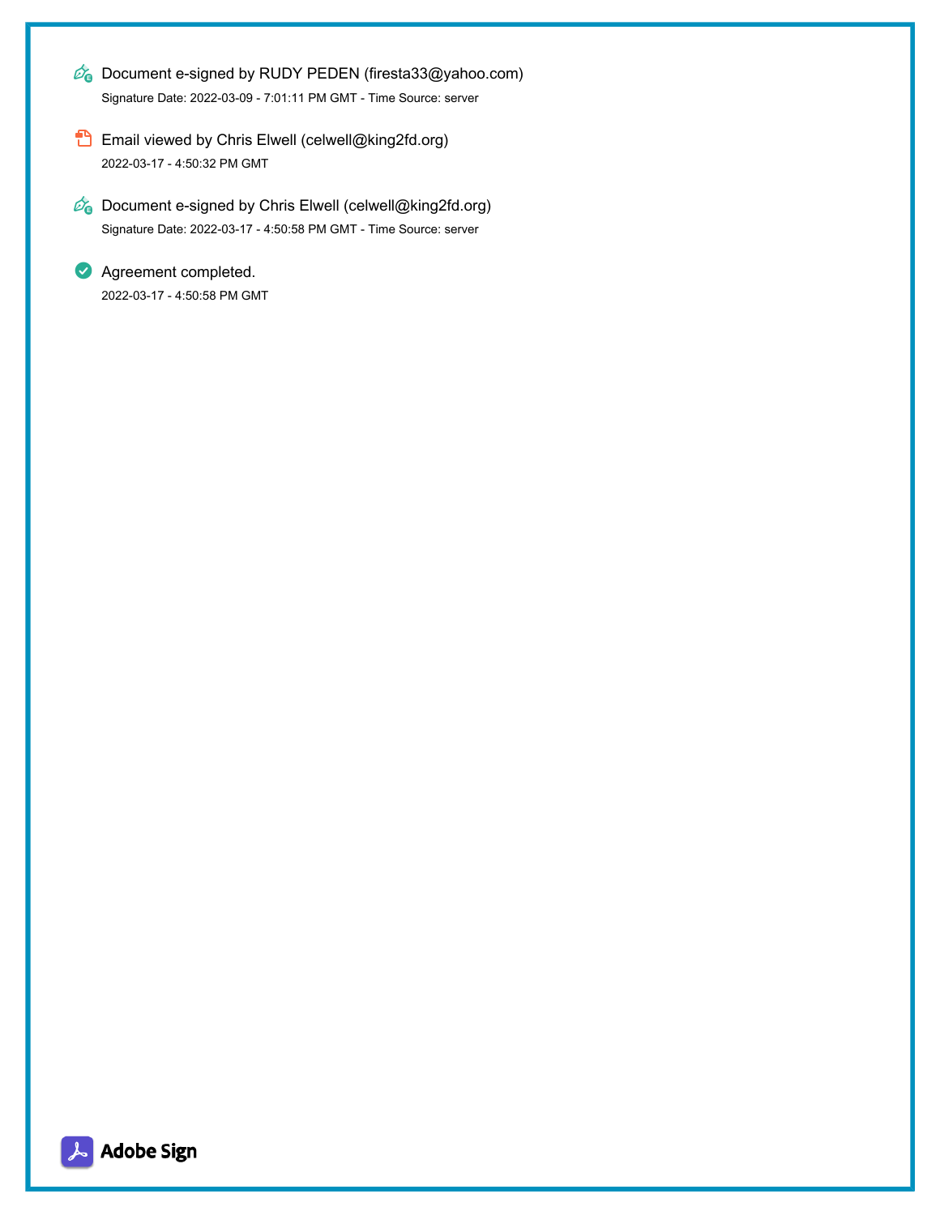Document e-signed by RUDY PEDEN (firesta33@yahoo.com)
Signature Date: 2022-03-09 - 7:01:11 PM GMT - Time Source: server

Email viewed by Chris Elwell (celwell@king2fd.org)
2022-03-17 - 4:50:32 PM GMT

Document e-signed by Chris Elwell (celwell@king2fd.org)
Signature Date: 2022-03-17 - 4:50:58 PM GMT - Time Source: server

Agreement completed.
2022-03-17 - 4:50:58 PM GMT

Adobe Sign